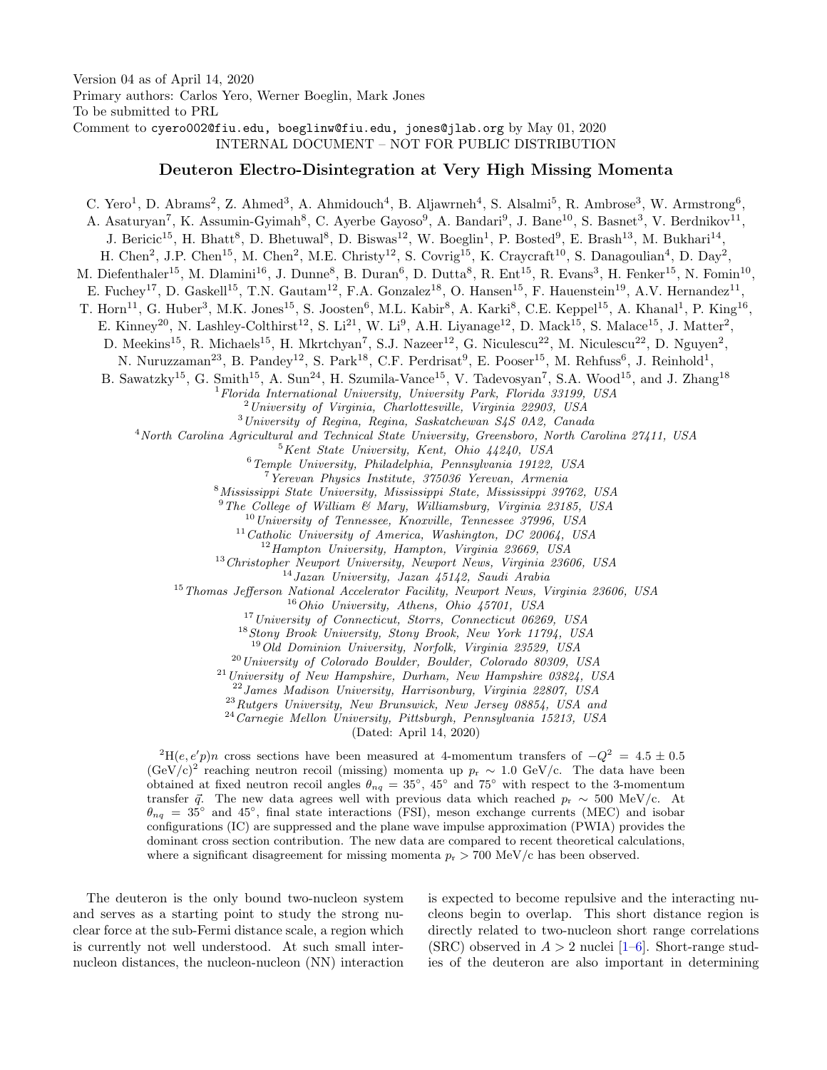Version 04 as of April 14, 2020
Primary authors: Carlos Yero, Werner Boeglin, Mark Jones
To be submitted to PRL
Comment to cyero002@fiu.edu, boeglinw@fiu.edu, jones@jlab.org by May 01, 2020
INTERNAL DOCUMENT – NOT FOR PUBLIC DISTRIBUTION

# Deuteron Electro-Disintegration at Very High Missing Momenta

C. Yero[1], D. Abrams[2], Z. Ahmed[3], A. Ahmidouch[4], B. Aljawrneh[4], S. Alsalmi[5], R. Ambrose[3], W. Armstrong[6], A. Asaturyan[7], K. Assumin-Gyimah[8], C. Ayerbe Gayoso[9], A. Bandari[9], J. Bane[10], S. Basnet[3], V. Berdnikov[11], J. Bericic[15], H. Bhatt[8], D. Bhetuwal[8], D. Biswas[12], W. Boeglin[1], P. Bosted[9], E. Brash[13], M. Bukhari[14], H. Chen[2], J.P. Chen[15], M. Chen[2], M.E. Christy[12], S. Covrig[15], K. Craycraft[10], S. Danagoulian[4], D. Day[2], M. Diefenthaler[15], M. Dlamini[16], J. Dunne[8], B. Duran[6], D. Dutta[8], R. Ent[15], R. Evans[3], H. Fenker[15], N. Fomin[10], E. Fuchey[17], D. Gaskell[15], T.N. Gautam[12], F.A. Gonzalez[18], O. Hansen[15], F. Hauenstein[19], A.V. Hernandez[11], T. Horn[11], G. Huber[3], M.K. Jones[15], S. Joosten[6], M.L. Kabir[8], A. Karki[8], C.E. Keppel[15], A. Khanal[1], P. King[16], E. Kinney[20], N. Lashley-Colthirst[12], S. Li[21], W. Li[9], A.H. Liyanage[12], D. Mack[15], S. Malace[15], J. Matter[2], D. Meekins[15], R. Michaels[15], H. Mkrtchyan[7], S.J. Nazeer[12], G. Niculescu[22], M. Niculescu[22], D. Nguyen[2], N. Nuruzzaman[23], B. Pandey[12], S. Park[18], C.F. Perdrisat[9], E. Pooser[15], M. Rehfuss[6], J. Reinhold[1], B. Sawatzky[15], G. Smith[15], A. Sun[24], H. Szumila-Vance[15], V. Tadevosyan[7], S.A. Wood[15], and J. Zhang[18]

[1]*Florida International University, University Park, Florida 33199, USA*
[2]*University of Virginia, Charlottesville, Virginia 22903, USA*
[3]*University of Regina, Regina, Saskatchewan S4S 0A2, Canada*
[4]*North Carolina Agricultural and Technical State University, Greensboro, North Carolina 27411, USA*
[5]*Kent State University, Kent, Ohio 44240, USA*
[6]*Temple University, Philadelphia, Pennsylvania 19122, USA*
[7]*Yerevan Physics Institute, 375036 Yerevan, Armenia*
[8]*Mississippi State University, Mississippi State, Mississippi 39762, USA*
[9]*The College of William & Mary, Williamsburg, Virginia 23185, USA*
[10]*University of Tennessee, Knoxville, Tennessee 37996, USA*
[11]*Catholic University of America, Washington, DC 20064, USA*
[12]*Hampton University, Hampton, Virginia 23669, USA*
[13]*Christopher Newport University, Newport News, Virginia 23606, USA*
[14]*Jazan University, Jazan 45142, Saudi Arabia*
[15]*Thomas Jefferson National Accelerator Facility, Newport News, Virginia 23606, USA*
[16]*Ohio University, Athens, Ohio 45701, USA*
[17]*University of Connecticut, Storrs, Connecticut 06269, USA*
[18]*Stony Brook University, Stony Brook, New York 11794, USA*
[19]*Old Dominion University, Norfolk, Virginia 23529, USA*
[20]*University of Colorado Boulder, Boulder, Colorado 80309, USA*
[21]*University of New Hampshire, Durham, New Hampshire 03824, USA*
[22]*James Madison University, Harrisonburg, Virginia 22807, USA*
[23]*Rutgers University, New Brunswick, New Jersey 08854, USA and*
[24]*Carnegie Mellon University, Pittsburgh, Pennsylvania 15213, USA*

(Dated: April 14, 2020)

$^2$H$(e, e'p)n$ cross sections have been measured at 4-momentum transfers of $-Q^2 = 4.5 \pm 0.5$ (GeV/c)$^2$ reaching neutron recoil (missing) momenta up $p_\mathrm{r} \sim 1.0$ GeV/c. The data have been obtained at fixed neutron recoil angles $\theta_{nq} = 35^\circ$, $45^\circ$ and $75^\circ$ with respect to the 3-momentum transfer $\vec{q}$. The new data agrees well with previous data which reached $p_\mathrm{r} \sim 500$ MeV/c. At $\theta_{nq} = 35^\circ$ and $45^\circ$, final state interactions (FSI), meson exchange currents (MEC) and isobar configurations (IC) are suppressed and the plane wave impulse approximation (PWIA) provides the dominant cross section contribution. The new data are compared to recent theoretical calculations, where a significant disagreement for missing momenta $p_\mathrm{r} > 700$ MeV/c has been observed.

The deuteron is the only bound two-nucleon system and serves as a starting point to study the strong nuclear force at the sub-Fermi distance scale, a region which is currently not well understood. At such small internucleon distances, the nucleon-nucleon (NN) interaction is expected to become repulsive and the interacting nucleons begin to overlap. This short distance region is directly related to two-nucleon short range correlations (SRC) observed in $A > 2$ nuclei [1–6]. Short-range studies of the deuteron are also important in determining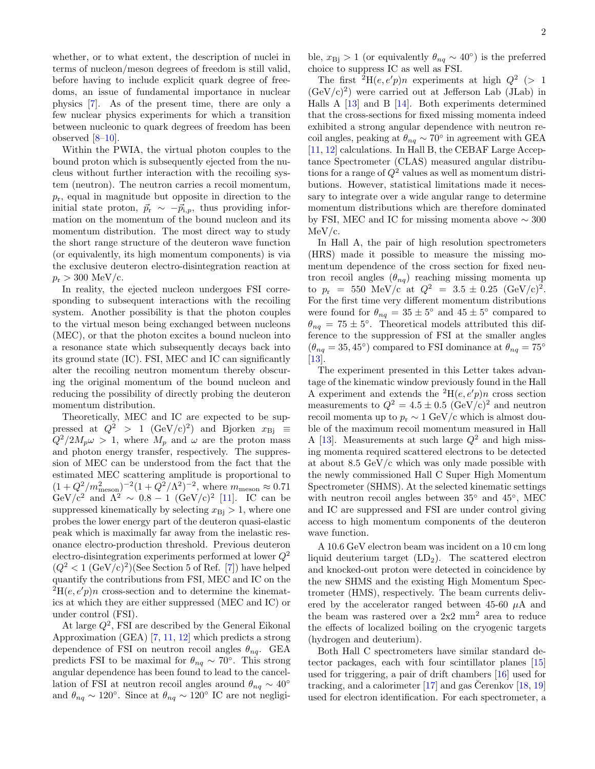whether, or to what extent, the description of nuclei in terms of nucleon/meson degrees of freedom is still valid, before having to include explicit quark degree of freedoms, an issue of fundamental importance in nuclear physics [7]. As of the present time, there are only a few nuclear physics experiments for which a transition between nucleonic to quark degrees of freedom has been observed [8–10].

Within the PWIA, the virtual photon couples to the bound proton which is subsequently ejected from the nucleus without further interaction with the recoiling system (neutron). The neutron carries a recoil momentum, $p_{\rm r}$, equal in magnitude but opposite in direction to the initial state proton, $\vec{p}_{\rm r} \sim -\vec{p}_{{\rm i},p}$, thus providing information on the momentum of the bound nucleon and its momentum distribution. The most direct way to study the short range structure of the deuteron wave function (or equivalently, its high momentum components) is via the exclusive deuteron electro-disintegration reaction at $p_{\rm r} > 300$ MeV/c.

In reality, the ejected nucleon undergoes FSI corresponding to subsequent interactions with the recoiling system. Another possibility is that the photon couples to the virtual meson being exchanged between nucleons (MEC), or that the photon excites a bound nucleon into a resonance state which subsequently decays back into its ground state (IC). FSI, MEC and IC can significantly alter the recoiling neutron momentum thereby obscuring the original momentum of the bound nucleon and reducing the possibility of directly probing the deuteron momentum distribution.

Theoretically, MEC and IC are expected to be suppressed at $Q^2 > 1$ (GeV/c)$^2$) and Bjorken $x_{\rm Bj} \equiv Q^2/2M_p\omega > 1$, where $M_p$ and $\omega$ are the proton mass and photon energy transfer, respectively. The suppression of MEC can be understood from the fact that the estimated MEC scattering amplitude is proportional to $(1+Q^2/m^2_{\rm meson})^{-2}(1+Q^2/\Lambda^2)^{-2}$, where $m_{\rm meson} \approx 0.71$ GeV/c$^2$ and $\Lambda^2 \sim 0.8-1$ (GeV/c)$^2$ [11]. IC can be suppressed kinematically by selecting $x_{\rm Bj} > 1$, where one probes the lower energy part of the deuteron quasi-elastic peak which is maximally far away from the inelastic resonance electro-production threshold. Previous deuteron electro-disintegration experiments performed at lower $Q^2$ ($Q^2 < 1$ (GeV/c)$^2$)(See Section 5 of Ref. [7]) have helped quantify the contributions from FSI, MEC and IC on the $^2$H$(e,e'p)n$ cross-section and to determine the kinematics at which they are either suppressed (MEC and IC) or under control (FSI).

At large $Q^2$, FSI are described by the General Eikonal Approximation (GEA) [7, 11, 12] which predicts a strong dependence of FSI on neutron recoil angles $\theta_{nq}$. GEA predicts FSI to be maximal for $\theta_{nq} \sim 70^\circ$. This strong angular dependence has been found to lead to the cancellation of FSI at neutron recoil angles around $\theta_{nq} \sim 40^\circ$ and $\theta_{nq} \sim 120^\circ$. Since at $\theta_{nq} \sim 120^\circ$ IC are not negligible, $x_{\rm Bj} > 1$ (or equivalently $\theta_{nq} \sim 40^\circ$) is the preferred choice to suppress IC as well as FSI.

The first $^2$H$(e,e'p)n$ experiments at high $Q^2$ ($> 1$ (GeV/c)$^2$) were carried out at Jefferson Lab (JLab) in Halls A [13] and B [14]. Both experiments determined that the cross-sections for fixed missing momenta indeed exhibited a strong angular dependence with neutron recoil angles, peaking at $\theta_{nq} \sim 70^\circ$ in agreement with GEA [11, 12] calculations. In Hall B, the CEBAF Large Acceptance Spectrometer (CLAS) measured angular distributions for a range of $Q^2$ values as well as momentum distributions. However, statistical limitations made it necessary to integrate over a wide angular range to determine momentum distributions which are therefore dominated by FSI, MEC and IC for missing momenta above $\sim 300$ MeV/c.

In Hall A, the pair of high resolution spectrometers (HRS) made it possible to measure the missing momentum dependence of the cross section for fixed neutron recoil angles ($\theta_{nq}$) reaching missing momenta up to $p_{\rm r} = 550$ MeV/c at $Q^2 = 3.5 \pm 0.25$ (GeV/c)$^2$. For the first time very different momentum distributions were found for $\theta_{nq} = 35 \pm 5^\circ$ and $45 \pm 5^\circ$ compared to $\theta_{nq} = 75 \pm 5^\circ$. Theoretical models attributed this difference to the suppression of FSI at the smaller angles ($\theta_{nq} = 35, 45^\circ$) compared to FSI dominance at $\theta_{nq} = 75^\circ$ [13].

The experiment presented in this Letter takes advantage of the kinematic window previously found in the Hall A experiment and extends the $^2$H$(e,e'p)n$ cross section measurements to $Q^2 = 4.5 \pm 0.5$ (GeV/c)$^2$ and neutron recoil momenta up to $p_{\rm r} \sim 1$ GeV/c which is almost double of the maximum recoil momentum measured in Hall A [13]. Measurements at such large $Q^2$ and high missing momenta required scattered electrons to be detected at about 8.5 GeV/c which was only made possible with the newly commissioned Hall C Super High Momentum Spectrometer (SHMS). At the selected kinematic settings with neutron recoil angles between $35^\circ$ and $45^\circ$, MEC and IC are suppressed and FSI are under control giving access to high momentum components of the deuteron wave function.

A 10.6 GeV electron beam was incident on a 10 cm long liquid deuterium target (LD$_2$). The scattered electron and knocked-out proton were detected in coincidence by the new SHMS and the existing High Momentum Spectrometer (HMS), respectively. The beam currents delivered by the accelerator ranged between 45-60 $\mu$A and the beam was rastered over a 2x2 mm$^2$ area to reduce the effects of localized boiling on the cryogenic targets (hydrogen and deuterium).

Both Hall C spectrometers have similar standard detector packages, each with four scintillator planes [15] used for triggering, a pair of drift chambers [16] used for tracking, and a calorimeter [17] and gas Čerenkov [18, 19] used for electron identification. For each spectrometer, a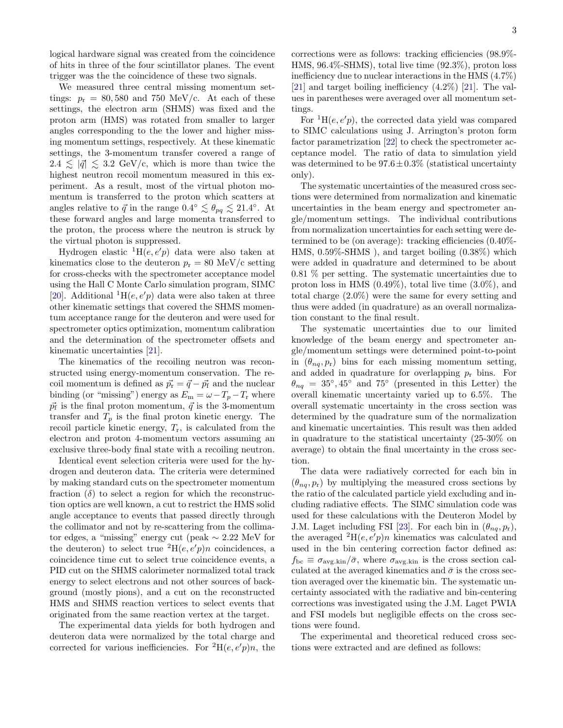logical hardware signal was created from the coincidence of hits in three of the four scintillator planes. The event trigger was the the coincidence of these two signals.

We measured three central missing momentum settings: $p_{\rm r} = 80, 580$ and 750 MeV/c. At each of these settings, the electron arm (SHMS) was fixed and the proton arm (HMS) was rotated from smaller to larger angles corresponding to the the lower and higher missing momentum settings, respectively. At these kinematic settings, the 3-momentum transfer covered a range of $2.4 \lesssim |\vec{q}| \lesssim 3.2$ GeV/c, which is more than twice the highest neutron recoil momentum measured in this experiment. As a result, most of the virtual photon momentum is transferred to the proton which scatters at angles relative to $\vec{q}$ in the range $0.4^{\circ} \lesssim \theta_{pq} \lesssim 21.4^{\circ}$. At these forward angles and large momenta transferred to the proton, the process where the neutron is struck by the virtual photon is suppressed.

Hydrogen elastic $^{1}{\rm H}(e, e'p)$ data were also taken at kinematics close to the deuteron $p_{\rm r} = 80$ MeV/c setting for cross-checks with the spectrometer acceptance model using the Hall C Monte Carlo simulation program, SIMC [20]. Additional $^{1}{\rm H}(e, e'p)$ data were also taken at three other kinematic settings that covered the SHMS momentum acceptance range for the deuteron and were used for spectrometer optics optimization, momentum calibration and the determination of the spectrometer offsets and kinematic uncertainties [21].

The kinematics of the recoiling neutron was reconstructed using energy-momentum conservation. The recoil momentum is defined as $\vec{p_{\rm r}} = \vec{q} - \vec{p_{\rm f}}$ and the nuclear binding (or "missing") energy as $E_{\rm m} = \omega - T_p - T_{\rm r}$ where $\vec{p_{\rm f}}$ is the final proton momentum, $\vec{q}$ is the 3-momentum transfer and $T_p$ is the final proton kinetic energy. The recoil particle kinetic energy, $T_{\rm r}$, is calculated from the electron and proton 4-momentum vectors assuming an exclusive three-body final state with a recoiling neutron.

Identical event selection criteria were used for the hydrogen and deuteron data. The criteria were determined by making standard cuts on the spectrometer momentum fraction ($\delta$) to select a region for which the reconstruction optics are well known, a cut to restrict the HMS solid angle acceptance to events that passed directly through the collimator and not by re-scattering from the collimator edges, a "missing" energy cut (peak $\sim 2.22$ MeV for the deuteron) to select true $^{2}{\rm H}(e, e'p)n$ coincidences, a coincidence time cut to select true coincidence events, a PID cut on the SHMS calorimeter normalized total track energy to select electrons and not other sources of background (mostly pions), and a cut on the reconstructed HMS and SHMS reaction vertices to select events that originated from the same reaction vertex at the target.

The experimental data yields for both hydrogen and deuteron data were normalized by the total charge and corrected for various inefficiencies. For $^{2}{\rm H}(e, e'p)n$, the corrections were as follows: tracking efficiencies (98.9%-HMS, 96.4%-SHMS), total live time (92.3%), proton loss inefficiency due to nuclear interactions in the HMS (4.7%) [21] and target boiling inefficiency (4.2%) [21]. The values in parentheses were averaged over all momentum settings.

For $^{1}{\rm H}(e, e'p)$, the corrected data yield was compared to SIMC calculations using J. Arrington's proton form factor parametrization [22] to check the spectrometer acceptance model. The ratio of data to simulation yield was determined to be $97.6 \pm 0.3\%$ (statistical uncertainty only).

The systematic uncertainties of the measured cross sections were determined from normalization and kinematic uncertainties in the beam energy and spectrometer angle/momentum settings. The individual contributions from normalization uncertainties for each setting were determined to be (on average): tracking efficiencies (0.40%-HMS, 0.59%-SHMS ), and target boiling (0.38%) which were added in quadrature and determined to be about 0.81 % per setting. The systematic uncertainties due to proton loss in HMS (0.49%), total live time (3.0%), and total charge (2.0%) were the same for every setting and thus were added (in quadrature) as an overall normalization constant to the final result.

The systematic uncertainties due to our limited knowledge of the beam energy and spectrometer angle/momentum settings were determined point-to-point in $(\theta_{nq}, p_{\rm r})$ bins for each missing momentum setting, and added in quadrature for overlapping $p_{\rm r}$ bins. For $\theta_{nq} = 35^{\circ}, 45^{\circ}$ and $75^{\circ}$ (presented in this Letter) the overall kinematic uncertainty varied up to 6.5%. The overall systematic uncertainty in the cross section was determined by the quadrature sum of the normalization and kinematic uncertainties. This result was then added in quadrature to the statistical uncertainty (25-30% on average) to obtain the final uncertainty in the cross section.

The data were radiatively corrected for each bin in $(\theta_{nq}, p_{\rm r})$ by multiplying the measured cross sections by the ratio of the calculated particle yield excluding and including radiative effects. The SIMC simulation code was used for these calculations with the Deuteron Model by J.M. Laget including FSI [23]. For each bin in $(\theta_{nq}, p_{\rm r})$, the averaged $^{2}{\rm H}(e, e'p)n$ kinematics was calculated and used in the bin centering correction factor defined as: $f_{\rm bc} \equiv \sigma_{\rm avg.kin}/\bar{\sigma}$, where $\sigma_{\rm avg.kin}$ is the cross section calculated at the averaged kinematics and $\bar{\sigma}$ is the cross section averaged over the kinematic bin. The systematic uncertainty associated with the radiative and bin-centering corrections was investigated using the J.M. Laget PWIA and FSI models but negligible effects on the cross sections were found.

The experimental and theoretical reduced cross sections were extracted and are defined as follows: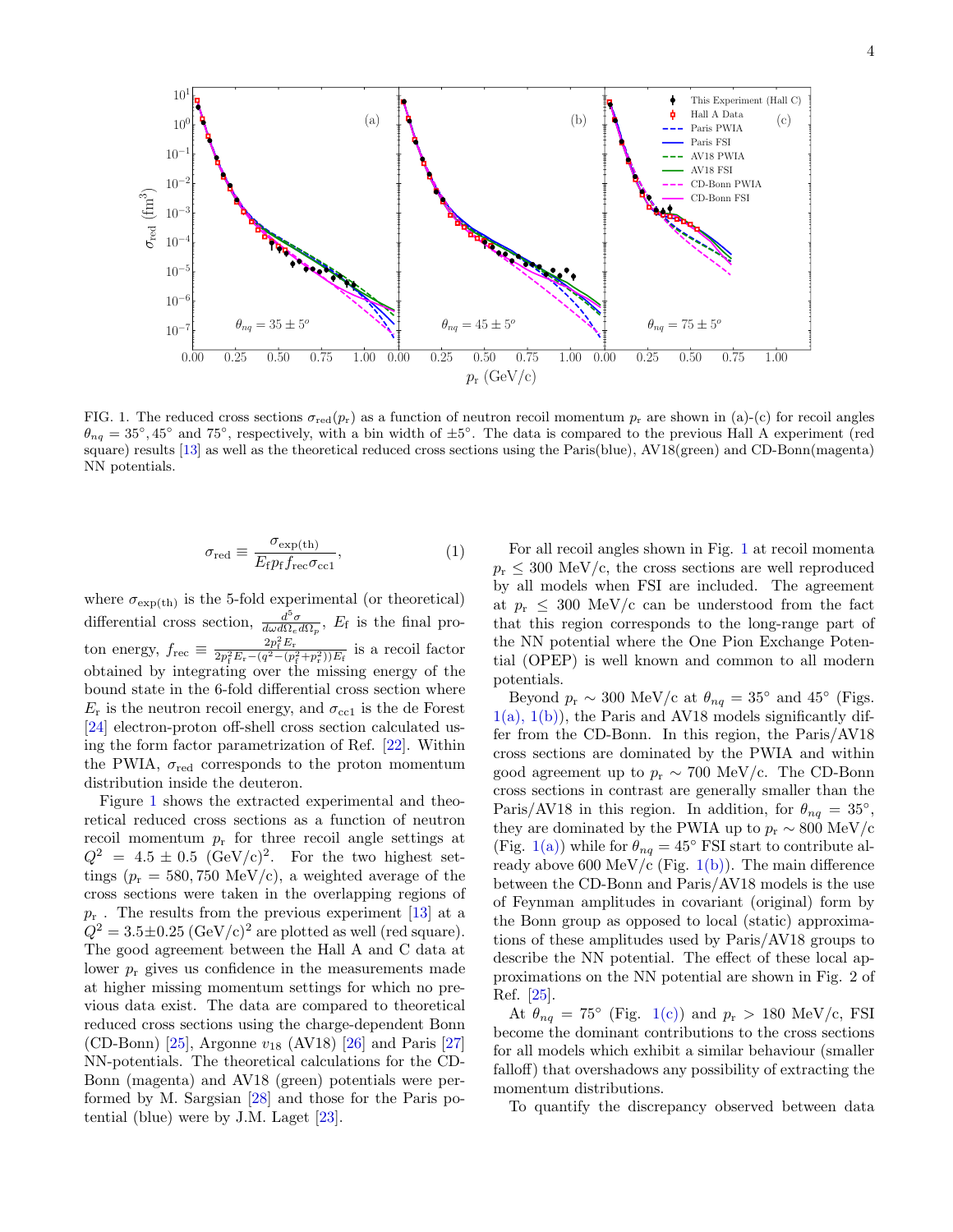FIG. 1. The reduced cross sections $\sigma_{\rm red}(p_{\rm r})$ as a function of neutron recoil momentum $p_{\rm r}$ are shown in (a)-(c) for recoil angles $\theta_{nq} = 35^\circ, 45^\circ$ and $75^\circ$, respectively, with a bin width of $\pm 5^\circ$. The data is compared to the previous Hall A experiment (red square) results [13] as well as the theoretical reduced cross sections using the Paris(blue), AV18(green) and CD-Bonn(magenta) NN potentials.

$$\sigma_{\rm red} \equiv \frac{\sigma_{\rm exp(th)}}{E_{\rm f} p_{\rm f} f_{\rm rec} \sigma_{\rm cc1}}, \tag{1}$$

where $\sigma_{\rm exp(th)}$ is the 5-fold experimental (or theoretical) differential cross section, $\frac{d^5\sigma}{d\omega d\Omega_e d\Omega_p}$, $E_{\rm f}$ is the final proton energy, $f_{\rm rec} \equiv \frac{2p_{\rm f}^2 E_{\rm r}}{2p_{\rm f}^2 E_{\rm r} - (q^2 - (p_{\rm f}^2 + p_{\rm r}^2))E_{\rm f}}$ is a recoil factor obtained by integrating over the missing energy of the bound state in the 6-fold differential cross section where $E_{\rm r}$ is the neutron recoil energy, and $\sigma_{\rm cc1}$ is the de Forest [24] electron-proton off-shell cross section calculated using the form factor parametrization of Ref. [22]. Within the PWIA, $\sigma_{\rm red}$ corresponds to the proton momentum distribution inside the deuteron.

Figure 1 shows the extracted experimental and theoretical reduced cross sections as a function of neutron recoil momentum $p_{\rm r}$ for three recoil angle settings at $Q^2 = 4.5 \pm 0.5$ (GeV/c)$^2$. For the two highest settings ($p_{\rm r} = 580, 750$ MeV/c), a weighted average of the cross sections were taken in the overlapping regions of $p_{\rm r}$ . The results from the previous experiment [13] at a $Q^2 = 3.5 \pm 0.25$ (GeV/c)$^2$ are plotted as well (red square). The good agreement between the Hall A and C data at lower $p_{\rm r}$ gives us confidence in the measurements made at higher missing momentum settings for which no previous data exist. The data are compared to theoretical reduced cross sections using the charge-dependent Bonn (CD-Bonn) [25], Argonne $v_{18}$ (AV18) [26] and Paris [27] NN-potentials. The theoretical calculations for the CD-Bonn (magenta) and AV18 (green) potentials were performed by M. Sargsian [28] and those for the Paris potential (blue) were by J.M. Laget [23].

For all recoil angles shown in Fig. 1 at recoil momenta $p_{\rm r} \leq 300$ MeV/c, the cross sections are well reproduced by all models when FSI are included. The agreement at $p_{\rm r} \leq 300$ MeV/c can be understood from the fact that this region corresponds to the long-range part of the NN potential where the One Pion Exchange Potential (OPEP) is well known and common to all modern potentials.

Beyond $p_{\rm r} \sim 300$ MeV/c at $\theta_{nq} = 35^\circ$ and $45^\circ$ (Figs. 1(a), 1(b)), the Paris and AV18 models significantly differ from the CD-Bonn. In this region, the Paris/AV18 cross sections are dominated by the PWIA and within good agreement up to $p_{\rm r} \sim 700$ MeV/c. The CD-Bonn cross sections in contrast are generally smaller than the Paris/AV18 in this region. In addition, for $\theta_{nq} = 35^\circ$, they are dominated by the PWIA up to $p_{\rm r} \sim 800$ MeV/c (Fig. 1(a)) while for $\theta_{nq} = 45^\circ$ FSI start to contribute already above 600 MeV/c (Fig. 1(b)). The main difference between the CD-Bonn and Paris/AV18 models is the use of Feynman amplitudes in covariant (original) form by the Bonn group as opposed to local (static) approximations of these amplitudes used by Paris/AV18 groups to describe the NN potential. The effect of these local approximations on the NN potential are shown in Fig. 2 of Ref. [25].

At $\theta_{nq} = 75^\circ$ (Fig. 1(c)) and $p_{\rm r} > 180$ MeV/c, FSI become the dominant contributions to the cross sections for all models which exhibit a similar behaviour (smaller falloff) that overshadows any possibility of extracting the momentum distributions.

To quantify the discrepancy observed between data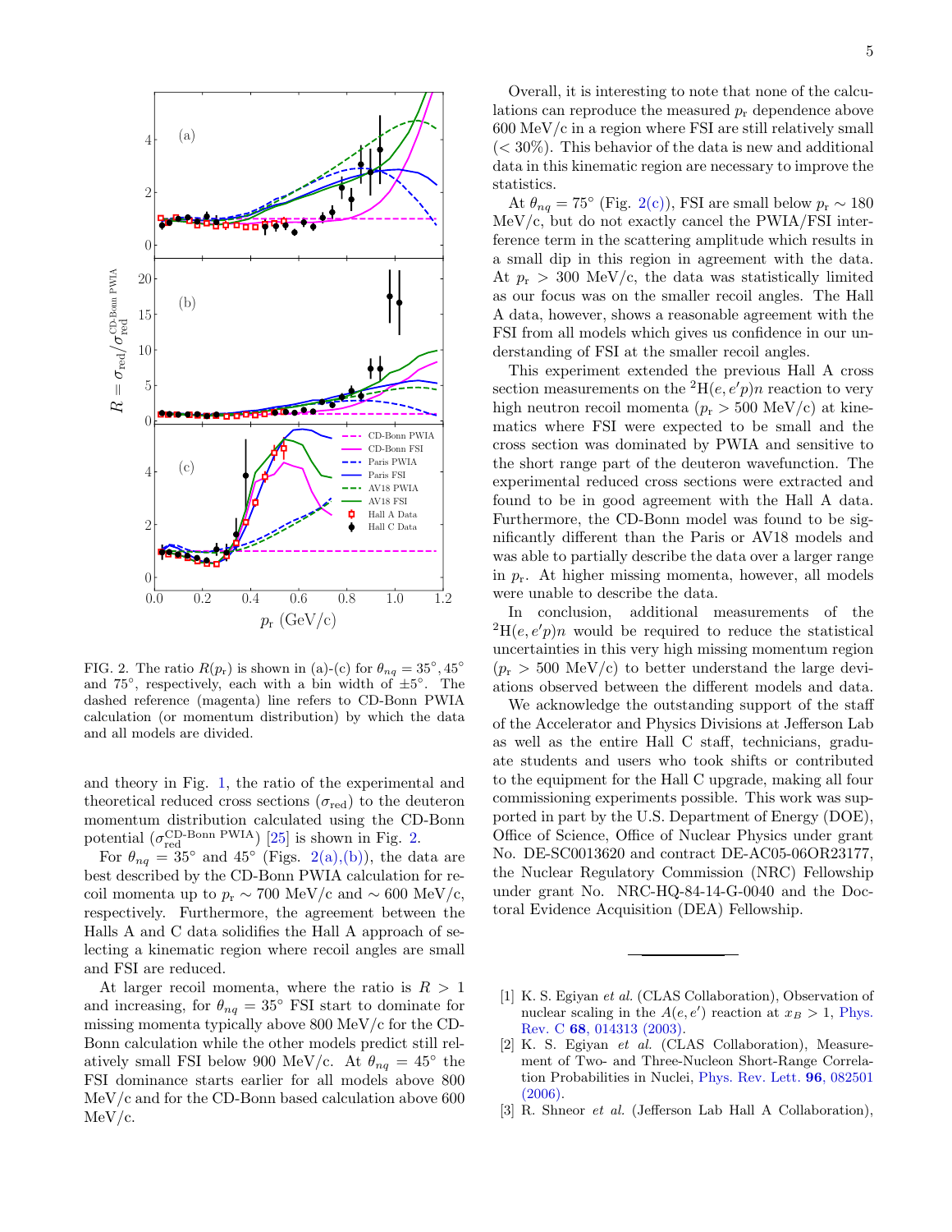FIG. 2. The ratio $R(p_r)$ is shown in (a)-(c) for $\theta_{nq} = 35^\circ, 45^\circ$ and $75^\circ$, respectively, each with a bin width of $\pm5^\circ$. The dashed reference (magenta) line refers to CD-Bonn PWIA calculation (or momentum distribution) by which the data and all models are divided.

and theory in Fig. 1, the ratio of the experimental and theoretical reduced cross sections ($\sigma_{\rm red}$) to the deuteron momentum distribution calculated using the CD-Bonn potential ($\sigma_{\rm red}^{\rm CD\text{-}Bonn\ PWIA}$) [25] is shown in Fig. 2.

For $\theta_{nq} = 35^\circ$ and $45^\circ$ (Figs. 2(a),(b)), the data are best described by the CD-Bonn PWIA calculation for recoil momenta up to $p_r \sim 700$ MeV/c and $\sim 600$ MeV/c, respectively. Furthermore, the agreement between the Halls A and C data solidifies the Hall A approach of selecting a kinematic region where recoil angles are small and FSI are reduced.

At larger recoil momenta, where the ratio is $R > 1$ and increasing, for $\theta_{nq} = 35^\circ$ FSI start to dominate for missing momenta typically above 800 MeV/c for the CD-Bonn calculation while the other models predict still relatively small FSI below 900 MeV/c. At $\theta_{nq} = 45^\circ$ the FSI dominance starts earlier for all models above 800 MeV/c and for the CD-Bonn based calculation above 600 MeV/c.

Overall, it is interesting to note that none of the calculations can reproduce the measured $p_r$ dependence above 600 MeV/c in a region where FSI are still relatively small ($< 30\%$). This behavior of the data is new and additional data in this kinematic region are necessary to improve the statistics.

At $\theta_{nq} = 75^\circ$ (Fig. 2(c)), FSI are small below $p_r \sim 180$ MeV/c, but do not exactly cancel the PWIA/FSI interference term in the scattering amplitude which results in a small dip in this region in agreement with the data. At $p_r > 300$ MeV/c, the data was statistically limited as our focus was on the smaller recoil angles. The Hall A data, however, shows a reasonable agreement with the FSI from all models which gives us confidence in our understanding of FSI at the smaller recoil angles.

This experiment extended the previous Hall A cross section measurements on the $^2$H$(e, e'p)n$ reaction to very high neutron recoil momenta ($p_r > 500$ MeV/c) at kinematics where FSI were expected to be small and the cross section was dominated by PWIA and sensitive to the short range part of the deuteron wavefunction. The experimental reduced cross sections were extracted and found to be in good agreement with the Hall A data. Furthermore, the CD-Bonn model was found to be significantly different than the Paris or AV18 models and was able to partially describe the data over a larger range in $p_r$. At higher missing momenta, however, all models were unable to describe the data.

In conclusion, additional measurements of the $^2$H$(e, e'p)n$ would be required to reduce the statistical uncertainties in this very high missing momentum region ($p_r > 500$ MeV/c) to better understand the large deviations observed between the different models and data.

We acknowledge the outstanding support of the staff of the Accelerator and Physics Divisions at Jefferson Lab as well as the entire Hall C staff, technicians, graduate students and users who took shifts or contributed to the equipment for the Hall C upgrade, making all four commissioning experiments possible. This work was supported in part by the U.S. Department of Energy (DOE), Office of Science, Office of Nuclear Physics under grant No. DE-SC0013620 and contract DE-AC05-06OR23177, the Nuclear Regulatory Commission (NRC) Fellowship under grant No. NRC-HQ-84-14-G-0040 and the Doctoral Evidence Acquisition (DEA) Fellowship.

---

[1] K. S. Egiyan *et al.* (CLAS Collaboration), Observation of nuclear scaling in the $A(e, e')$ reaction at $x_B > 1$, Phys. Rev. C **68**, 014313 (2003).

[2] K. S. Egiyan *et al.* (CLAS Collaboration), Measurement of Two- and Three-Nucleon Short-Range Correlation Probabilities in Nuclei, Phys. Rev. Lett. **96**, 082501 (2006).

[3] R. Shneor *et al.* (Jefferson Lab Hall A Collaboration),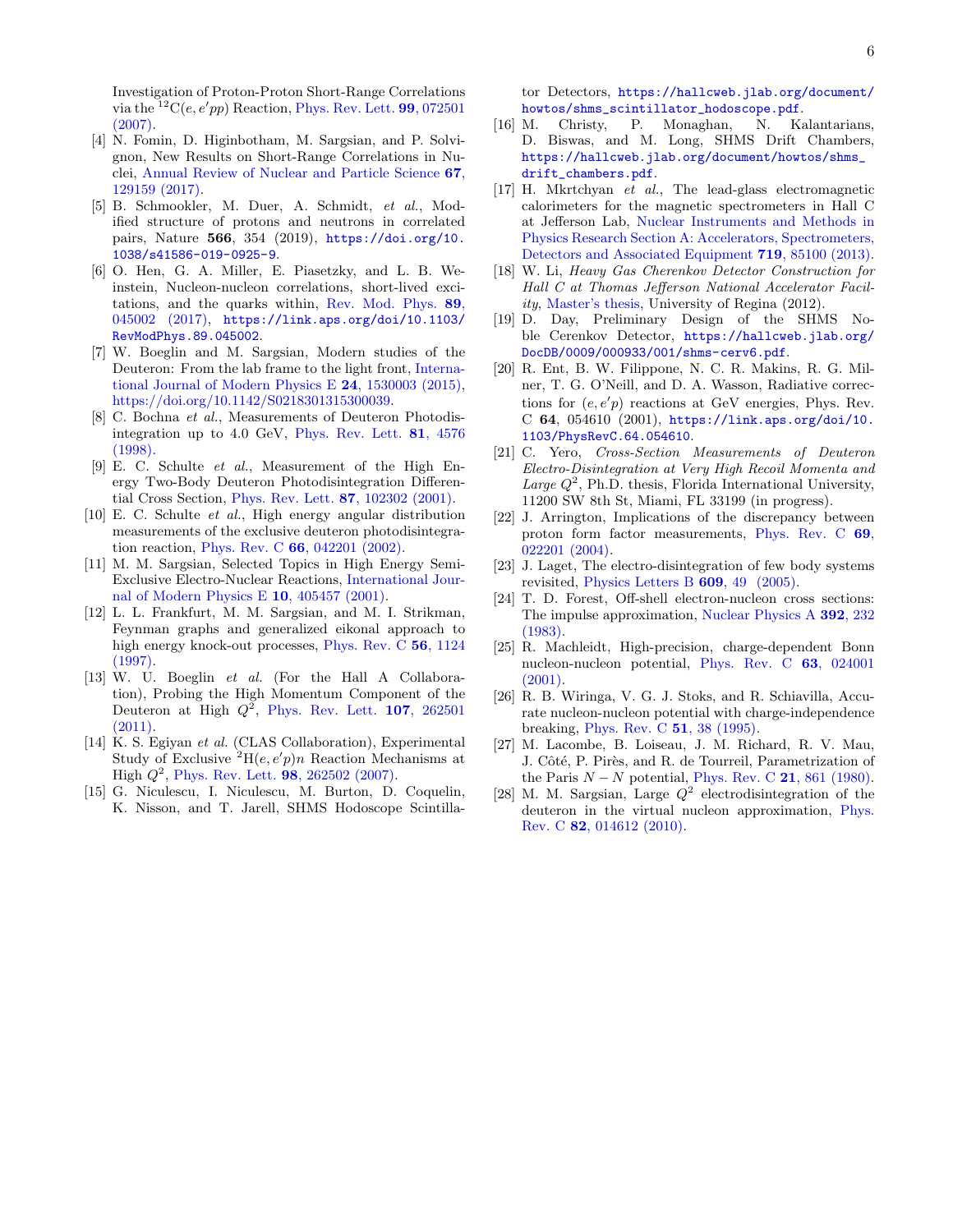Investigation of Proton-Proton Short-Range Correlations via the $^{12}$C$(e, e'pp)$ Reaction, Phys. Rev. Lett. **99**, 072501 (2007).

[4] N. Fomin, D. Higinbotham, M. Sargsian, and P. Solvignon, New Results on Short-Range Correlations in Nuclei, Annual Review of Nuclear and Particle Science **67**, 129159 (2017).

[5] B. Schmookler, M. Duer, A. Schmidt, *et al.*, Modified structure of protons and neutrons in correlated pairs, Nature **566**, 354 (2019), https://doi.org/10.1038/s41586-019-0925-9.

[6] O. Hen, G. A. Miller, E. Piasetzky, and L. B. Weinstein, Nucleon-nucleon correlations, short-lived excitations, and the quarks within, Rev. Mod. Phys. **89**, 045002 (2017), https://link.aps.org/doi/10.1103/RevModPhys.89.045002.

[7] W. Boeglin and M. Sargsian, Modern studies of the Deuteron: From the lab frame to the light front, International Journal of Modern Physics E **24**, 1530003 (2015), https://doi.org/10.1142/S0218301315300039.

[8] C. Bochna *et al.*, Measurements of Deuteron Photodisintegration up to 4.0 GeV, Phys. Rev. Lett. **81**, 4576 (1998).

[9] E. C. Schulte *et al.*, Measurement of the High Energy Two-Body Deuteron Photodisintegration Differential Cross Section, Phys. Rev. Lett. **87**, 102302 (2001).

[10] E. C. Schulte *et al.*, High energy angular distribution measurements of the exclusive deuteron photodisintegration reaction, Phys. Rev. C **66**, 042201 (2002).

[11] M. M. Sargsian, Selected Topics in High Energy Semi-Exclusive Electro-Nuclear Reactions, International Journal of Modern Physics E **10**, 405457 (2001).

[12] L. L. Frankfurt, M. M. Sargsian, and M. I. Strikman, Feynman graphs and generalized eikonal approach to high energy knock-out processes, Phys. Rev. C **56**, 1124 (1997).

[13] W. U. Boeglin *et al.* (For the Hall A Collaboration), Probing the High Momentum Component of the Deuteron at High $Q^2$, Phys. Rev. Lett. **107**, 262501 (2011).

[14] K. S. Egiyan *et al.* (CLAS Collaboration), Experimental Study of Exclusive $^2$H$(e, e'p)n$ Reaction Mechanisms at High $Q^2$, Phys. Rev. Lett. **98**, 262502 (2007).

[15] G. Niculescu, I. Niculescu, M. Burton, D. Coquelin, K. Nisson, and T. Jarell, SHMS Hodoscope Scintillator Detectors, https://hallcweb.jlab.org/document/howtos/shms_scintillator_hodoscope.pdf.

[16] M. Christy, P. Monaghan, N. Kalantarians, D. Biswas, and M. Long, SHMS Drift Chambers, https://hallcweb.jlab.org/document/howtos/shms_drift_chambers.pdf.

[17] H. Mkrtchyan *et al.*, The lead-glass electromagnetic calorimeters for the magnetic spectrometers in Hall C at Jefferson Lab, Nuclear Instruments and Methods in Physics Research Section A: Accelerators, Spectrometers, Detectors and Associated Equipment **719**, 85100 (2013).

[18] W. Li, *Heavy Gas Cherenkov Detector Construction for Hall C at Thomas Jefferson National Accelerator Facility*, Master's thesis, University of Regina (2012).

[19] D. Day, Preliminary Design of the SHMS Noble Cerenkov Detector, https://hallcweb.jlab.org/DocDB/0009/000933/001/shms-cerv6.pdf.

[20] R. Ent, B. W. Filippone, N. C. R. Makins, R. G. Milner, T. G. O'Neill, and D. A. Wasson, Radiative corrections for $(e, e'p)$ reactions at GeV energies, Phys. Rev. C **64**, 054610 (2001), https://link.aps.org/doi/10.1103/PhysRevC.64.054610.

[21] C. Yero, *Cross-Section Measurements of Deuteron Electro-Disintegration at Very High Recoil Momenta and Large $Q^2$*, Ph.D. thesis, Florida International University, 11200 SW 8th St, Miami, FL 33199 (in progress).

[22] J. Arrington, Implications of the discrepancy between proton form factor measurements, Phys. Rev. C **69**, 022201 (2004).

[23] J. Laget, The electro-disintegration of few body systems revisited, Physics Letters B **609**, 49 (2005).

[24] T. D. Forest, Off-shell electron-nucleon cross sections: The impulse approximation, Nuclear Physics A **392**, 232 (1983).

[25] R. Machleidt, High-precision, charge-dependent Bonn nucleon-nucleon potential, Phys. Rev. C **63**, 024001 (2001).

[26] R. B. Wiringa, V. G. J. Stoks, and R. Schiavilla, Accurate nucleon-nucleon potential with charge-independence breaking, Phys. Rev. C **51**, 38 (1995).

[27] M. Lacombe, B. Loiseau, J. M. Richard, R. V. Mau, J. Côté, P. Pirès, and R. de Tourreil, Parametrization of the Paris $N-N$ potential, Phys. Rev. C **21**, 861 (1980).

[28] M. M. Sargsian, Large $Q^2$ electrodisintegration of the deuteron in the virtual nucleon approximation, Phys. Rev. C **82**, 014612 (2010).